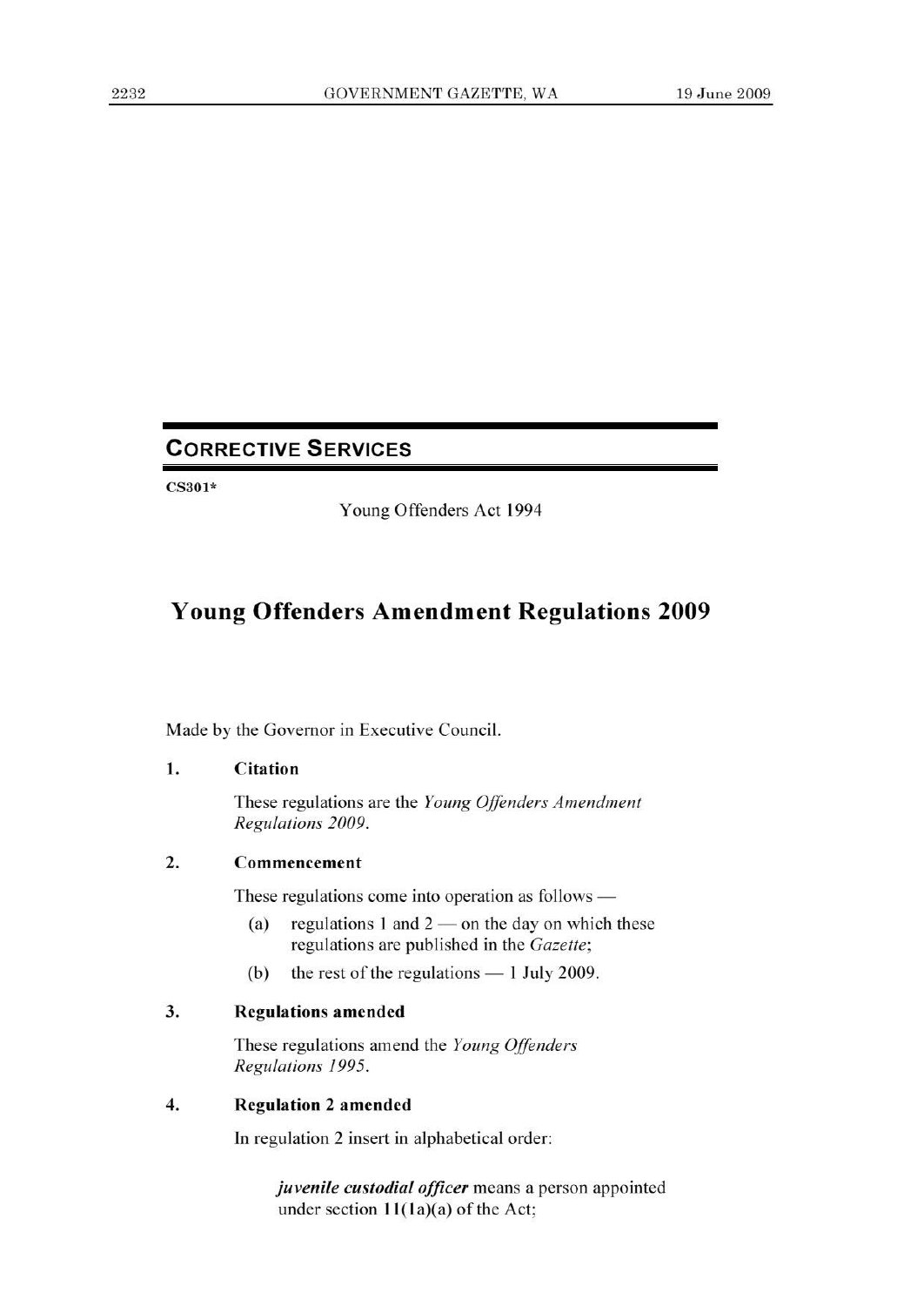## CORRECTIVE SERVICES

**CS301***

Young Offenders Act 1994

# Young Offenders Amendment Regulations 2009

Made by the Governor in Executive Council.

**1. Citation**

These regulations are the *Young Offenders Amendment Regulations 2009*.

**2. Commencement**

These regulations come into operation as follows —

(a) regulations 1 and 2 — on the day on which these regulations are published in the *Gazette*;

(b) the rest of the regulations — 1 July 2009.

**3. Regulations amended**

These regulations amend the *Young Offenders Regulations 1995*.

**4. Regulation 2 amended**

In regulation 2 insert in alphabetical order:

> ***juvenile custodial officer*** means a person appointed under section 11(1a)(a) of the Act;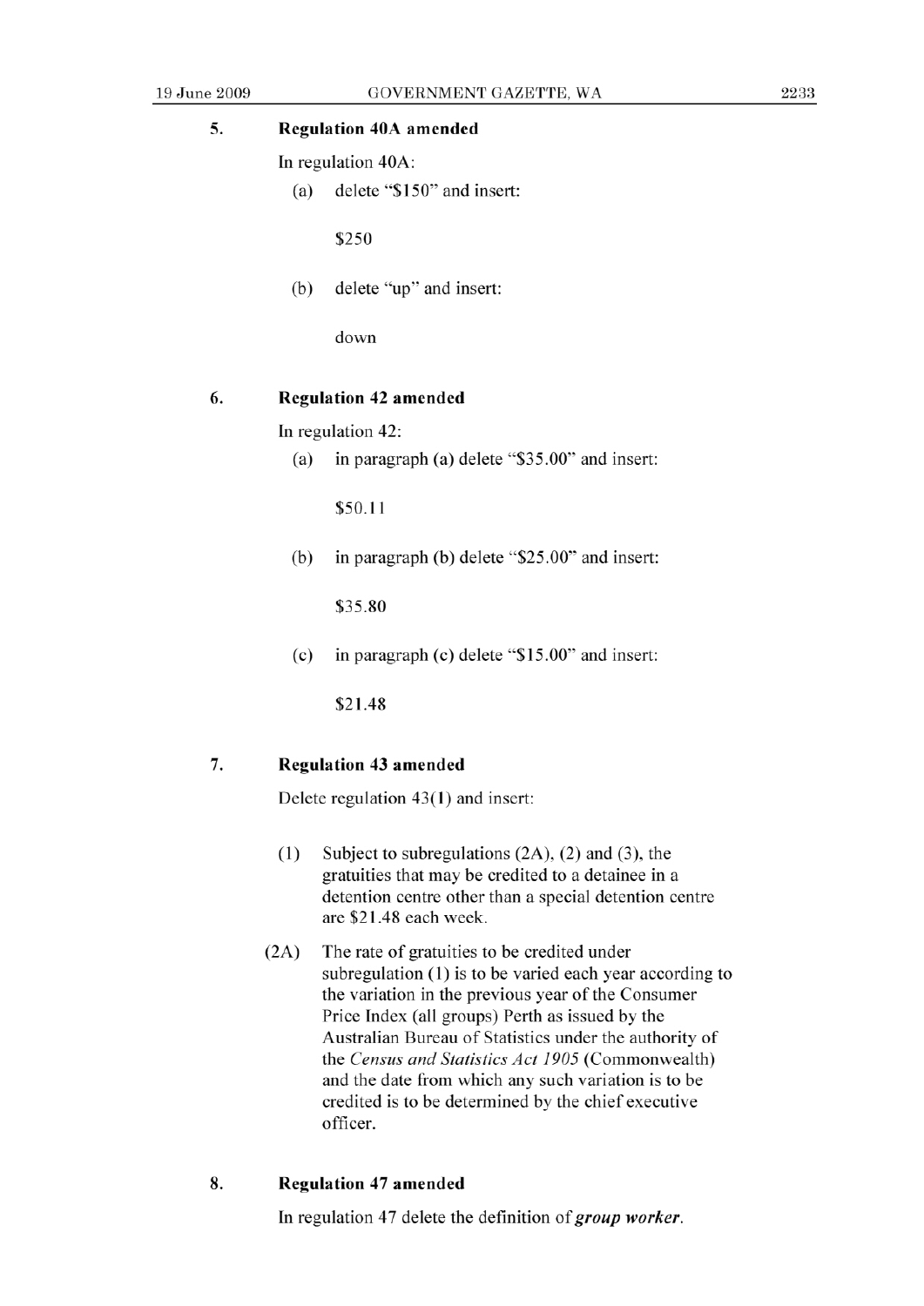### 5. Regulation 40A amended

In regulation 40A:

(a) delete "$150" and insert:

> $250

(b) delete "up" and insert:

> down

### 6. Regulation 42 amended

In regulation 42:

(a) in paragraph (a) delete "$35.00" and insert:

> $50.11

(b) in paragraph (b) delete "$25.00" and insert:

> $35.80

(c) in paragraph (c) delete "$15.00" and insert:

> $21.48

### 7. Regulation 43 amended

Delete regulation 43(1) and insert:

> (1) Subject to subregulations (2A), (2) and (3), the gratuities that may be credited to a detainee in a detention centre other than a special detention centre are $21.48 each week.
>
> (2A) The rate of gratuities to be credited under subregulation (1) is to be varied each year according to the variation in the previous year of the Consumer Price Index (all groups) Perth as issued by the Australian Bureau of Statistics under the authority of the *Census and Statistics Act 1905* (Commonwealth) and the date from which any such variation is to be credited is to be determined by the chief executive officer.

### 8. Regulation 47 amended

In regulation 47 delete the definition of ***group worker***.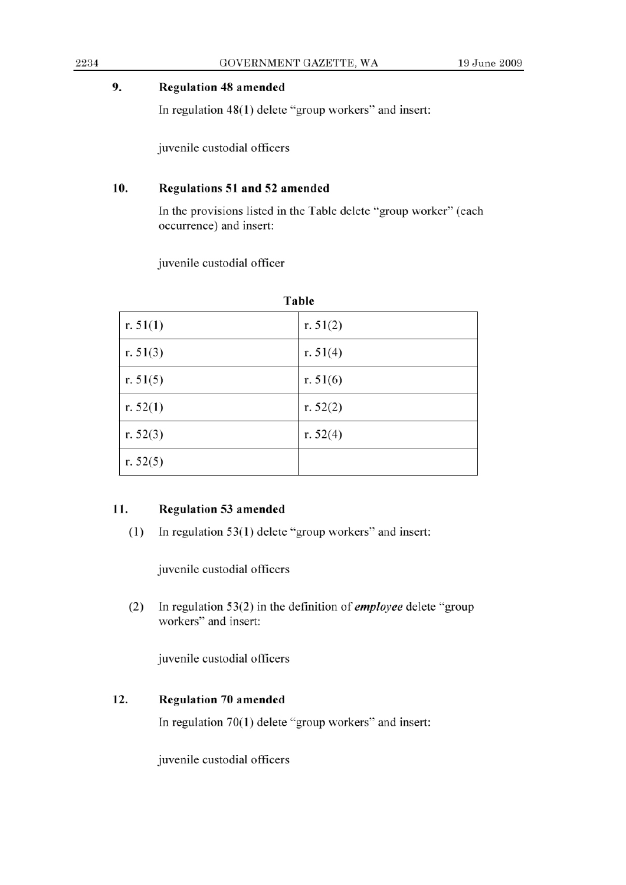### 9. Regulation 48 amended

In regulation 48(1) delete "group workers" and insert:

juvenile custodial officers

### 10. Regulations 51 and 52 amended

In the provisions listed in the Table delete "group worker" (each occurrence) and insert:

juvenile custodial officer

**Table**

| | |
|---|---|
| r. 51(1) | r. 51(2) |
| r. 51(3) | r. 51(4) |
| r. 51(5) | r. 51(6) |
| r. 52(1) | r. 52(2) |
| r. 52(3) | r. 52(4) |
| r. 52(5) | |

### 11. Regulation 53 amended

(1) In regulation 53(1) delete "group workers" and insert:

juvenile custodial officers

(2) In regulation 53(2) in the definition of ***employee*** delete "group workers" and insert:

juvenile custodial officers

### 12. Regulation 70 amended

In regulation 70(1) delete "group workers" and insert:

juvenile custodial officers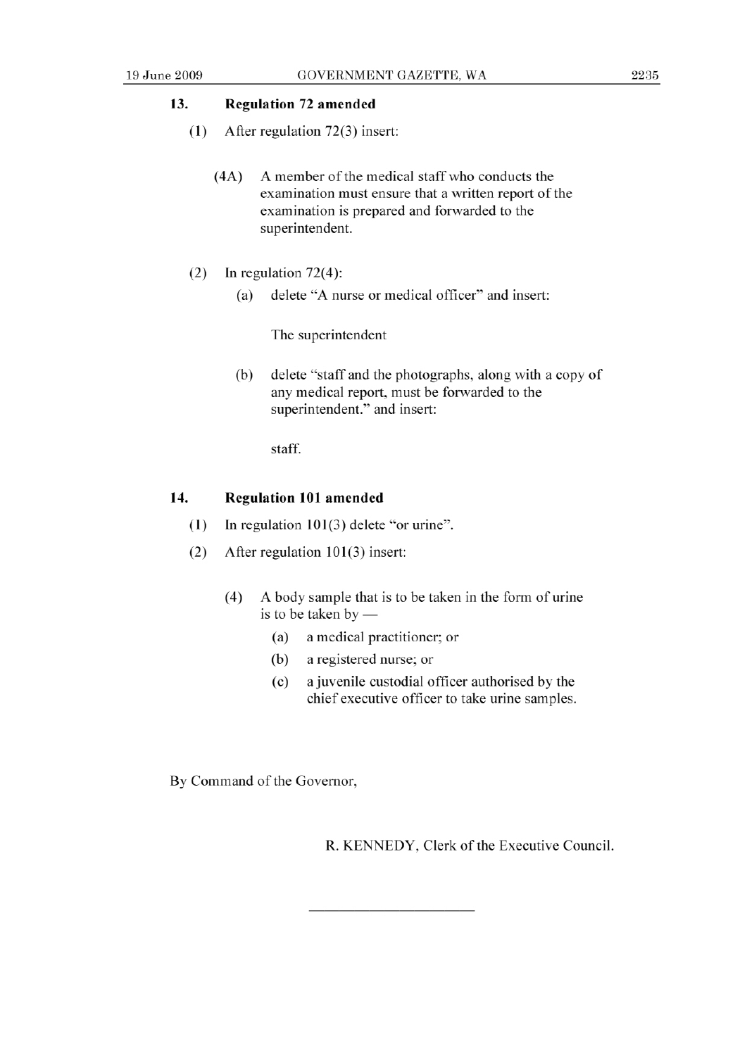### 13. Regulation 72 amended

(1) After regulation 72(3) insert:

> (4A) A member of the medical staff who conducts the examination must ensure that a written report of the examination is prepared and forwarded to the superintendent.

(2) In regulation 72(4):

(a) delete "A nurse or medical officer" and insert:

> The superintendent

(b) delete "staff and the photographs, along with a copy of any medical report, must be forwarded to the superintendent." and insert:

> staff.

### 14. Regulation 101 amended

(1) In regulation 101(3) delete "or urine".

(2) After regulation 101(3) insert:

> (4) A body sample that is to be taken in the form of urine is to be taken by —
>
> (a) a medical practitioner; or
>
> (b) a registered nurse; or
>
> (c) a juvenile custodial officer authorised by the chief executive officer to take urine samples.

By Command of the Governor,

R. KENNEDY, Clerk of the Executive Council.

---